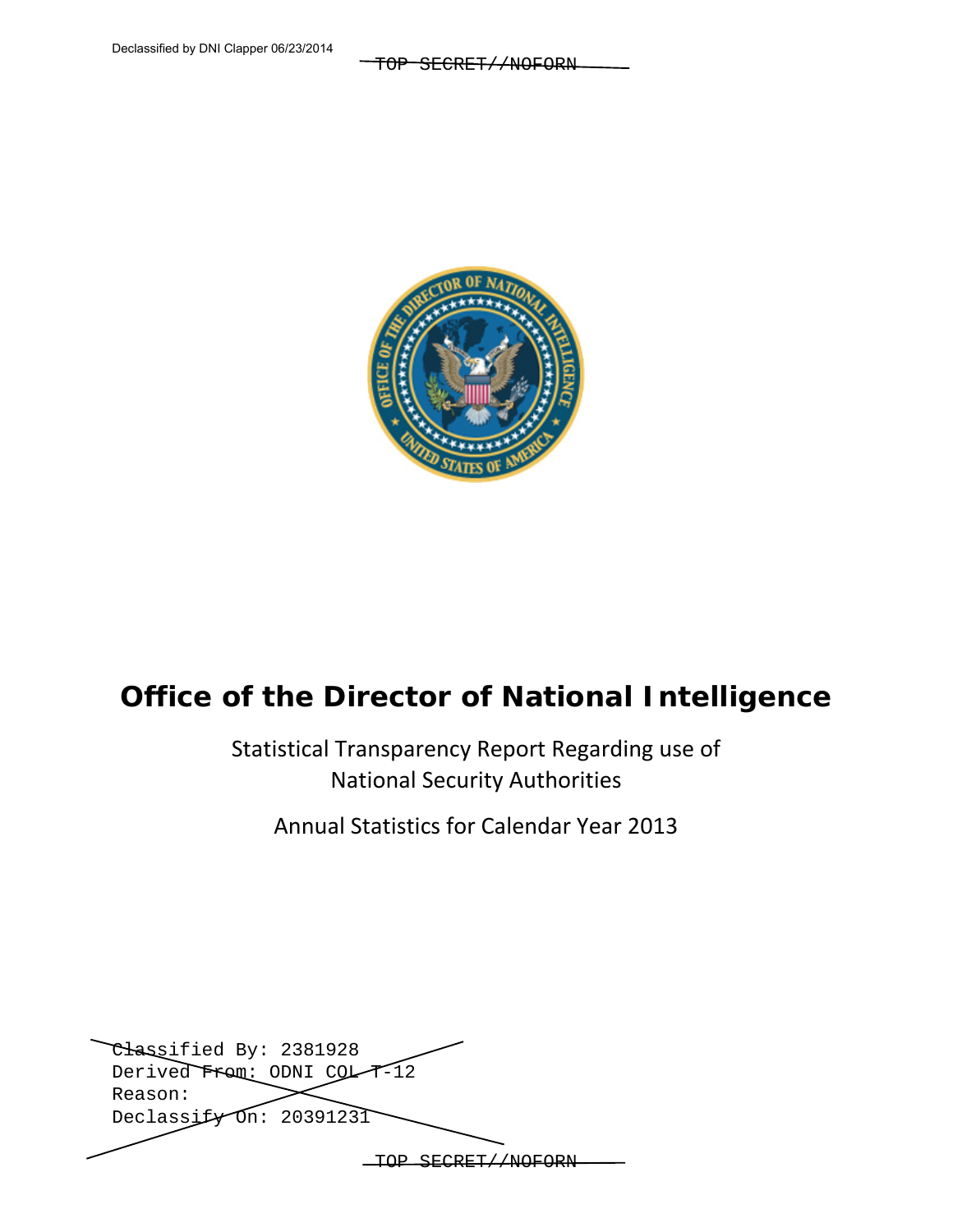Declassified by DNI Clapper 06/23/2014

~~TOP SECRET//NOFORN~~

# Office of the Director of National Intelligence

Statistical Transparency Report Regarding use of National Security Authorities

Annual Statistics for Calendar Year 2013

~~Classified By: 2381928~~
~~Derived From: ODNI COL T-12~~
~~Reason:~~
~~Declassify On: 20391231~~

~~TOP SECRET//NOFORN~~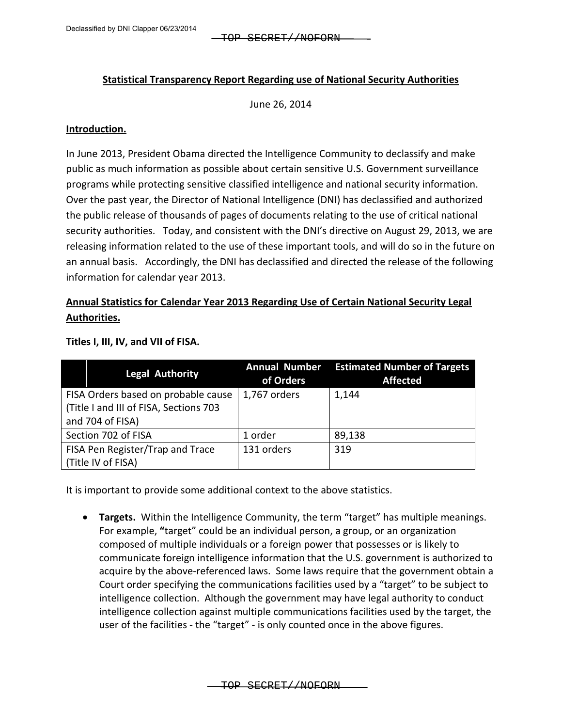## Statistical Transparency Report Regarding use of National Security Authorities

June 26, 2014

### Introduction.

In June 2013, President Obama directed the Intelligence Community to declassify and make public as much information as possible about certain sensitive U.S. Government surveillance programs while protecting sensitive classified intelligence and national security information. Over the past year, the Director of National Intelligence (DNI) has declassified and authorized the public release of thousands of pages of documents relating to the use of critical national security authorities. Today, and consistent with the DNI's directive on August 29, 2013, we are releasing information related to the use of these important tools, and will do so in the future on an annual basis. Accordingly, the DNI has declassified and directed the release of the following information for calendar year 2013.

### Annual Statistics for Calendar Year 2013 Regarding Use of Certain National Security Legal Authorities.

**Titles I, III, IV, and VII of FISA.**

| Legal Authority | Annual Number of Orders | Estimated Number of Targets Affected |
|---|---|---|
| FISA Orders based on probable cause (Title I and III of FISA, Sections 703 and 704 of FISA) | 1,767 orders | 1,144 |
| Section 702 of FISA | 1 order | 89,138 |
| FISA Pen Register/Trap and Trace (Title IV of FISA) | 131 orders | 319 |

It is important to provide some additional context to the above statistics.

- **Targets.** Within the Intelligence Community, the term "target" has multiple meanings. For example, **"**target" could be an individual person, a group, or an organization composed of multiple individuals or a foreign power that possesses or is likely to communicate foreign intelligence information that the U.S. government is authorized to acquire by the above-referenced laws. Some laws require that the government obtain a Court order specifying the communications facilities used by a "target" to be subject to intelligence collection. Although the government may have legal authority to conduct intelligence collection against multiple communications facilities used by the target, the user of the facilities - the "target" - is only counted once in the above figures.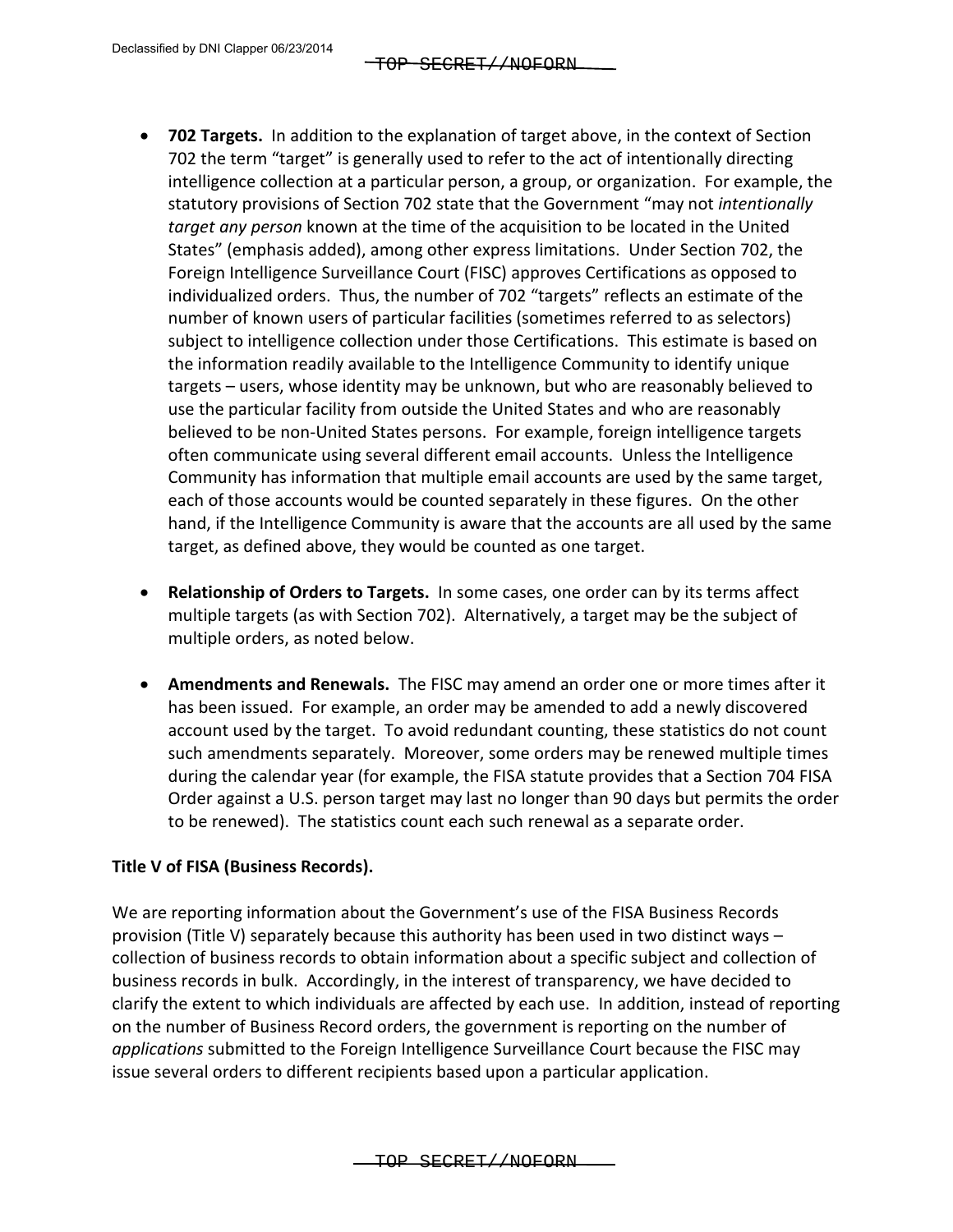- **702 Targets.** In addition to the explanation of target above, in the context of Section 702 the term "target" is generally used to refer to the act of intentionally directing intelligence collection at a particular person, a group, or organization. For example, the statutory provisions of Section 702 state that the Government "may not *intentionally target any person* known at the time of the acquisition to be located in the United States" (emphasis added), among other express limitations. Under Section 702, the Foreign Intelligence Surveillance Court (FISC) approves Certifications as opposed to individualized orders. Thus, the number of 702 "targets" reflects an estimate of the number of known users of particular facilities (sometimes referred to as selectors) subject to intelligence collection under those Certifications. This estimate is based on the information readily available to the Intelligence Community to identify unique targets – users, whose identity may be unknown, but who are reasonably believed to use the particular facility from outside the United States and who are reasonably believed to be non-United States persons. For example, foreign intelligence targets often communicate using several different email accounts. Unless the Intelligence Community has information that multiple email accounts are used by the same target, each of those accounts would be counted separately in these figures. On the other hand, if the Intelligence Community is aware that the accounts are all used by the same target, as defined above, they would be counted as one target.

- **Relationship of Orders to Targets.** In some cases, one order can by its terms affect multiple targets (as with Section 702). Alternatively, a target may be the subject of multiple orders, as noted below.

- **Amendments and Renewals.** The FISC may amend an order one or more times after it has been issued. For example, an order may be amended to add a newly discovered account used by the target. To avoid redundant counting, these statistics do not count such amendments separately. Moreover, some orders may be renewed multiple times during the calendar year (for example, the FISA statute provides that a Section 704 FISA Order against a U.S. person target may last no longer than 90 days but permits the order to be renewed). The statistics count each such renewal as a separate order.

**Title V of FISA (Business Records).**

We are reporting information about the Government's use of the FISA Business Records provision (Title V) separately because this authority has been used in two distinct ways – collection of business records to obtain information about a specific subject and collection of business records in bulk. Accordingly, in the interest of transparency, we have decided to clarify the extent to which individuals are affected by each use. In addition, instead of reporting on the number of Business Record orders, the government is reporting on the number of *applications* submitted to the Foreign Intelligence Surveillance Court because the FISC may issue several orders to different recipients based upon a particular application.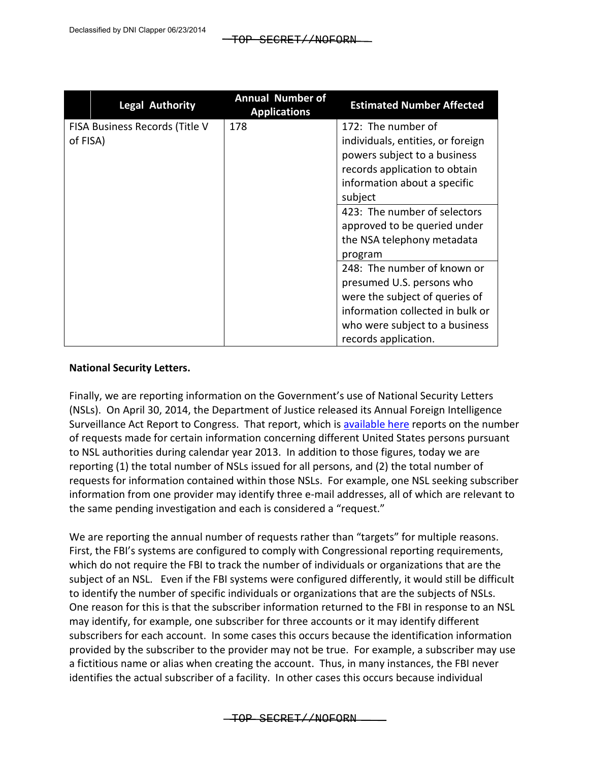| | Legal Authority | Annual Number of Applications | Estimated Number Affected |
|---|---|---|---|
| FISA Business Records (Title V of FISA) | | 178 | 172: The number of individuals, entities, or foreign powers subject to a business records application to obtain information about a specific subject |
| | | | 423: The number of selectors approved to be queried under the NSA telephony metadata program |
| | | | 248: The number of known or presumed U.S. persons who were the subject of queries of information collected in bulk or who were subject to a business records application. |

**National Security Letters.**

Finally, we are reporting information on the Government's use of National Security Letters (NSLs). On April 30, 2014, the Department of Justice released its Annual Foreign Intelligence Surveillance Act Report to Congress. That report, which is available here reports on the number of requests made for certain information concerning different United States persons pursuant to NSL authorities during calendar year 2013. In addition to those figures, today we are reporting (1) the total number of NSLs issued for all persons, and (2) the total number of requests for information contained within those NSLs. For example, one NSL seeking subscriber information from one provider may identify three e-mail addresses, all of which are relevant to the same pending investigation and each is considered a "request."

We are reporting the annual number of requests rather than "targets" for multiple reasons. First, the FBI's systems are configured to comply with Congressional reporting requirements, which do not require the FBI to track the number of individuals or organizations that are the subject of an NSL. Even if the FBI systems were configured differently, it would still be difficult to identify the number of specific individuals or organizations that are the subjects of NSLs. One reason for this is that the subscriber information returned to the FBI in response to an NSL may identify, for example, one subscriber for three accounts or it may identify different subscribers for each account. In some cases this occurs because the identification information provided by the subscriber to the provider may not be true. For example, a subscriber may use a fictitious name or alias when creating the account. Thus, in many instances, the FBI never identifies the actual subscriber of a facility. In other cases this occurs because individual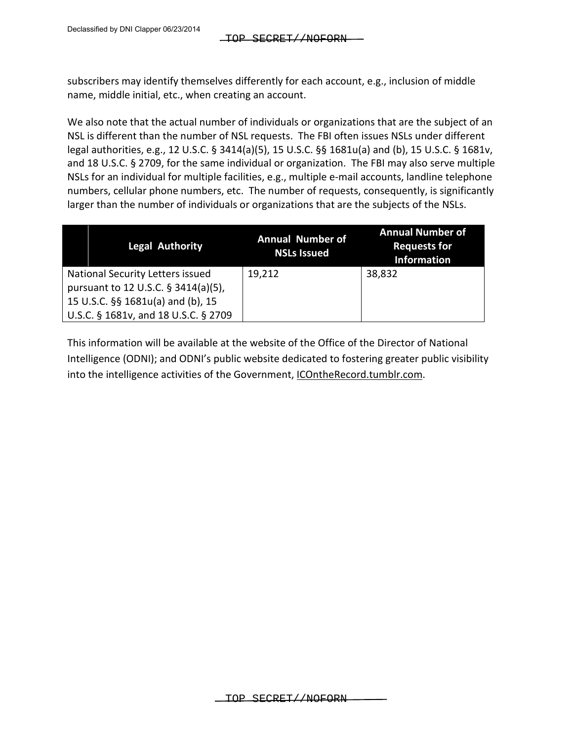subscribers may identify themselves differently for each account, e.g., inclusion of middle name, middle initial, etc., when creating an account.

We also note that the actual number of individuals or organizations that are the subject of an NSL is different than the number of NSL requests. The FBI often issues NSLs under different legal authorities, e.g., 12 U.S.C. § 3414(a)(5), 15 U.S.C. §§ 1681u(a) and (b), 15 U.S.C. § 1681v, and 18 U.S.C. § 2709, for the same individual or organization. The FBI may also serve multiple NSLs for an individual for multiple facilities, e.g., multiple e-mail accounts, landline telephone numbers, cellular phone numbers, etc. The number of requests, consequently, is significantly larger than the number of individuals or organizations that are the subjects of the NSLs.

| Legal Authority | Annual Number of NSLs Issued | Annual Number of Requests for Information |
|---|---|---|
| National Security Letters issued pursuant to 12 U.S.C. § 3414(a)(5), 15 U.S.C. §§ 1681u(a) and (b), 15 U.S.C. § 1681v, and 18 U.S.C. § 2709 | 19,212 | 38,832 |

This information will be available at the website of the Office of the Director of National Intelligence (ODNI); and ODNI's public website dedicated to fostering greater public visibility into the intelligence activities of the Government, ICOntheRecord.tumblr.com.